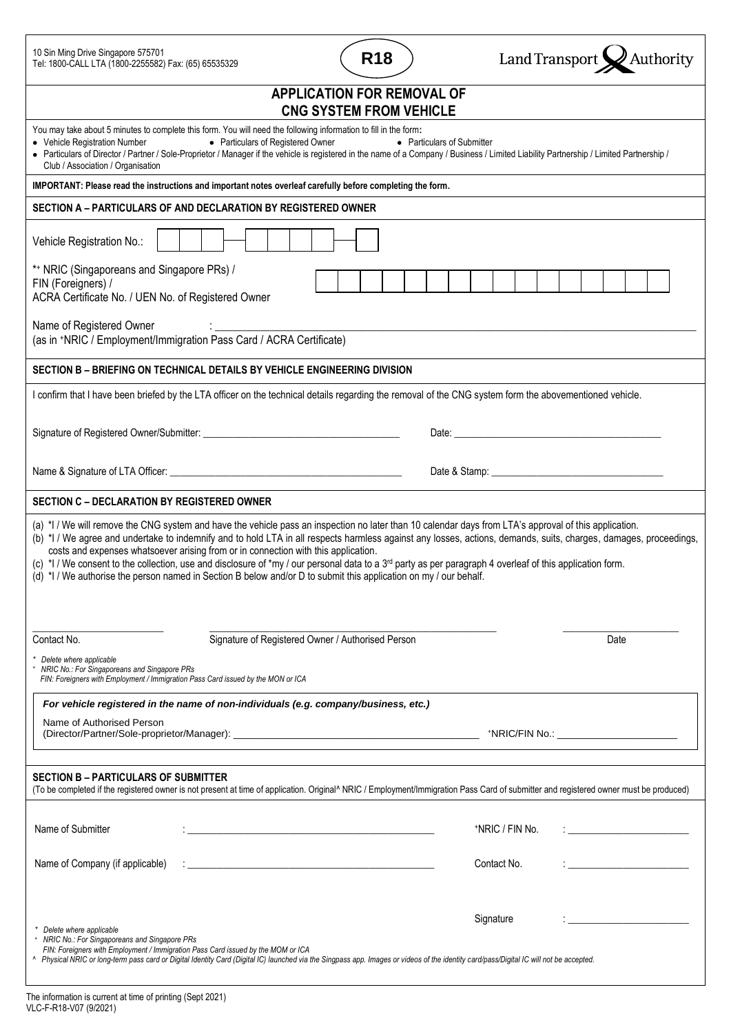10 Sin Ming Drive Singapore 575701
Tel: 1800-CALL LTA (1800-2255582) Fax: (65) 65535329

**R18**

Land Transport Authority

# APPLICATION FOR REMOVAL OF CNG SYSTEM FROM VEHICLE

You may take about 5 minutes to complete this form. You will need the following information to fill in the form:

- Vehicle Registration Number
- Particulars of Registered Owner
- Particulars of Submitter
- Particulars of Director / Partner / Sole-Proprietor / Manager if the vehicle is registered in the name of a Company / Business / Limited Liability Partnership / Limited Partnership / Club / Association / Organisation

**IMPORTANT: Please read the instructions and important notes overleaf carefully before completing the form.**

## SECTION A – PARTICULARS OF AND DECLARATION BY REGISTERED OWNER

Vehicle Registration No.: 

*+ NRIC (Singaporeans and Singapore PRs) /
FIN (Foreigners) /
ACRA Certificate No. / UEN No. of Registered Owner

Name of Registered Owner : ______________________________
(as in +NRIC / Employment/Immigration Pass Card / ACRA Certificate)

## SECTION B – BRIEFING ON TECHNICAL DETAILS BY VEHICLE ENGINEERING DIVISION

I confirm that I have been briefed by the LTA officer on the technical details regarding the removal of the CNG system form the abovementioned vehicle.

Signature of Registered Owner/Submitter: ______________________ Date: ______________________

Name & Signature of LTA Officer: ______________________ Date & Stamp: ______________________

## SECTION C – DECLARATION BY REGISTERED OWNER

(a) *I / We will remove the CNG system and have the vehicle pass an inspection no later than 10 calendar days from LTA's approval of this application.
(b) *I / We agree and undertake to indemnify and to hold LTA in all respects harmless against any losses, actions, demands, suits, charges, damages, proceedings, costs and expenses whatsoever arising from or in connection with this application.
(c) *I / We consent to the collection, use and disclosure of *my / our personal data to a 3rd party as per paragraph 4 overleaf of this application form.
(d) *I / We authorise the person named in Section B below and/or D to submit this application on my / our behalf.

______________________ Contact No.
______________________ Signature of Registered Owner / Authorised Person
______________________ Date

\* Delete where applicable
+ NRIC No.: For Singaporeans and Singapore PRs
FIN: Foreigners with Employment / Immigration Pass Card issued by the MON or ICA

***For vehicle registered in the name of non-individuals (e.g. company/business, etc.)***

Name of Authorised Person
(Director/Partner/Sole-proprietor/Manager): ______________________ +NRIC/FIN No.: ______________________

## SECTION B – PARTICULARS OF SUBMITTER

(To be completed if the registered owner is not present at time of application. Original^ NRIC / Employment/Immigration Pass Card of submitter and registered owner must be produced)

Name of Submitter : ______________________ +NRIC / FIN No. : ______________________

Name of Company (if applicable) : ______________________ Contact No. : ______________________

Signature : ______________________

\* Delete where applicable
+ NRIC No.: For Singaporeans and Singapore PRs
FIN: Foreigners with Employment / Immigration Pass Card issued by the MOM or ICA
^ Physical NRIC or long-term pass card or Digital Identity Card (Digital IC) launched via the Singpass app. Images or videos of the identity card/pass/Digital IC will not be accepted.

The information is current at time of printing (Sept 2021)
VLC-F-R18-V07 (9/2021)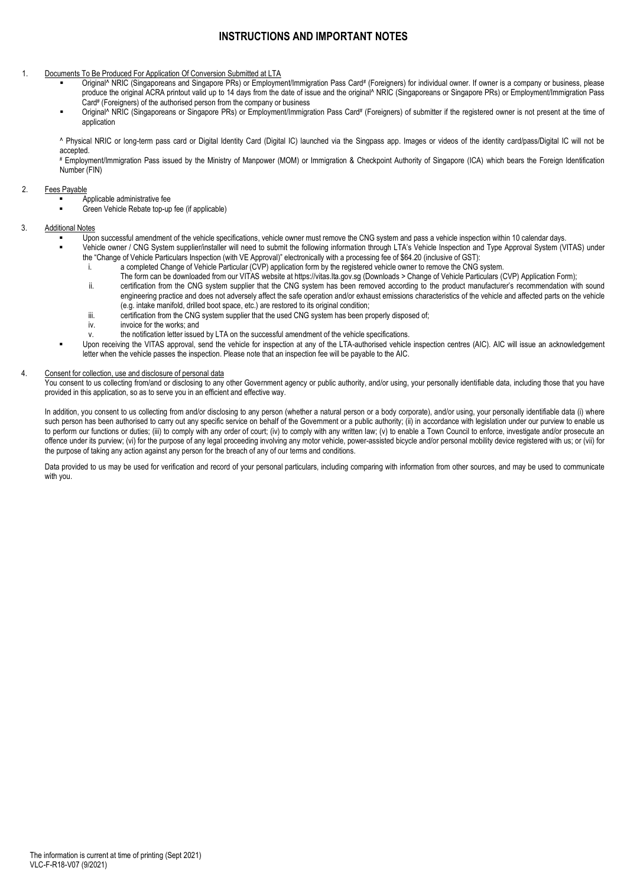# INSTRUCTIONS AND IMPORTANT NOTES

1. Documents To Be Produced For Application Of Conversion Submitted at LTA
   - Original^ NRIC (Singaporeans and Singapore PRs) or Employment/Immigration Pass Card# (Foreigners) for individual owner. If owner is a company or business, please produce the original ACRA printout valid up to 14 days from the date of issue and the original^ NRIC (Singaporeans or Singapore PRs) or Employment/Immigration Pass Card# (Foreigners) of the authorised person from the company or business
   - Original^ NRIC (Singaporeans or Singapore PRs) or Employment/Immigration Pass Card# (Foreigners) of submitter if the registered owner is not present at the time of application

   ^ Physical NRIC or long-term pass card or Digital Identity Card (Digital IC) launched via the Singpass app. Images or videos of the identity card/pass/Digital IC will not be accepted.

   # Employment/Immigration Pass issued by the Ministry of Manpower (MOM) or Immigration & Checkpoint Authority of Singapore (ICA) which bears the Foreign Identification Number (FIN)

2. Fees Payable
   - Applicable administrative fee
   - Green Vehicle Rebate top-up fee (if applicable)

3. Additional Notes
   - Upon successful amendment of the vehicle specifications, vehicle owner must remove the CNG system and pass a vehicle inspection within 10 calendar days.
   - Vehicle owner / CNG System supplier/installer will need to submit the following information through LTA's Vehicle Inspection and Type Approval System (VITAS) under the "Change of Vehicle Particulars Inspection (with VE Approval)" electronically with a processing fee of $64.20 (inclusive of GST):
     1. a completed Change of Vehicle Particular (CVP) application form by the registered vehicle owner to remove the CNG system. The form can be downloaded from our VITAS website at https://vitas.lta.gov.sg (Downloads > Change of Vehicle Particulars (CVP) Application Form);
     2. certification from the CNG system supplier that the CNG system has been removed according to the product manufacturer's recommendation with sound engineering practice and does not adversely affect the safe operation and/or exhaust emissions characteristics of the vehicle and affected parts on the vehicle (e.g. intake manifold, drilled boot space, etc.) are restored to its original condition;
     3. certification from the CNG system supplier that the used CNG system has been properly disposed of;
     4. invoice for the works; and
     5. the notification letter issued by LTA on the successful amendment of the vehicle specifications.
   - Upon receiving the VITAS approval, send the vehicle for inspection at any of the LTA-authorised vehicle inspection centres (AIC). AIC will issue an acknowledgement letter when the vehicle passes the inspection. Please note that an inspection fee will be payable to the AIC.

4. Consent for collection, use and disclosure of personal data

   You consent to us collecting from/and or disclosing to any other Government agency or public authority, and/or using, your personally identifiable data, including those that you have provided in this application, so as to serve you in an efficient and effective way.

   In addition, you consent to us collecting from and/or disclosing to any person (whether a natural person or a body corporate), and/or using, your personally identifiable data (i) where such person has been authorised to carry out any specific service on behalf of the Government or a public authority; (ii) in accordance with legislation under our purview to enable us to perform our functions or duties; (iii) to comply with any order of court; (iv) to comply with any written law; (v) to enable a Town Council to enforce, investigate and/or prosecute an offence under its purview; (vi) for the purpose of any legal proceeding involving any motor vehicle, power-assisted bicycle and/or personal mobility device registered with us; or (vii) for the purpose of taking any action against any person for the breach of any of our terms and conditions.

   Data provided to us may be used for verification and record of your personal particulars, including comparing with information from other sources, and may be used to communicate with you.

The information is current at time of printing (Sept 2021)
VLC-F-R18-V07 (9/2021)